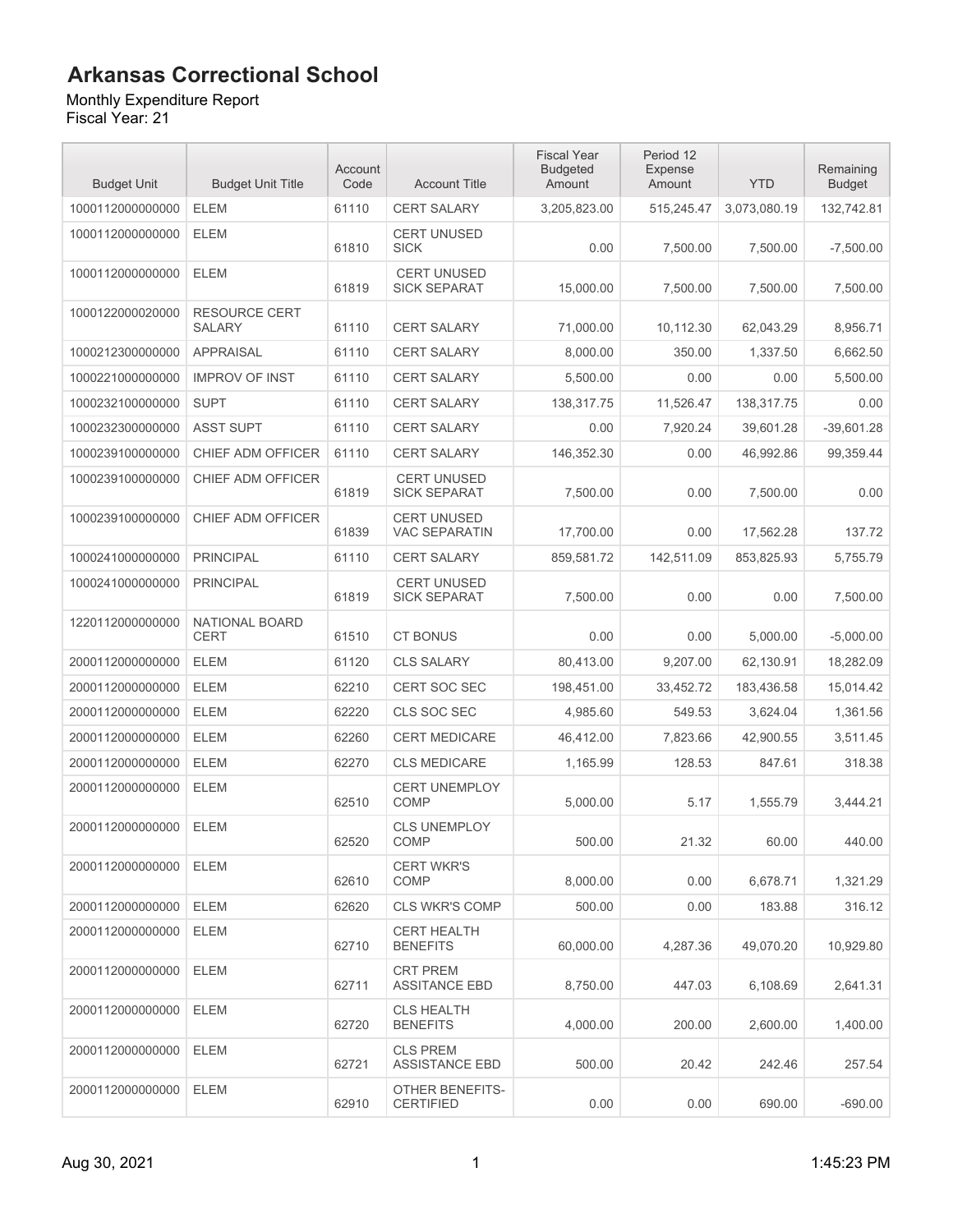# Arkansas Correctional School

Monthly Expenditure Report
Fiscal Year: 21

| Budget Unit | Budget Unit Title | Account Code | Account Title | Fiscal Year Budgeted Amount | Period 12 Expense Amount | YTD | Remaining Budget |
|---|---|---|---|---|---|---|---|
| 1000112000000000 | ELEM | 61110 | CERT SALARY | 3,205,823.00 | 515,245.47 | 3,073,080.19 | 132,742.81 |
| 1000112000000000 | ELEM | 61810 | CERT UNUSED SICK | 0.00 | 7,500.00 | 7,500.00 | -7,500.00 |
| 1000112000000000 | ELEM | 61819 | CERT UNUSED SICK SEPARAT | 15,000.00 | 7,500.00 | 7,500.00 | 7,500.00 |
| 1000122000020000 | RESOURCE CERT SALARY | 61110 | CERT SALARY | 71,000.00 | 10,112.30 | 62,043.29 | 8,956.71 |
| 1000212300000000 | APPRAISAL | 61110 | CERT SALARY | 8,000.00 | 350.00 | 1,337.50 | 6,662.50 |
| 1000221000000000 | IMPROV OF INST | 61110 | CERT SALARY | 5,500.00 | 0.00 | 0.00 | 5,500.00 |
| 1000232100000000 | SUPT | 61110 | CERT SALARY | 138,317.75 | 11,526.47 | 138,317.75 | 0.00 |
| 1000232300000000 | ASST SUPT | 61110 | CERT SALARY | 0.00 | 7,920.24 | 39,601.28 | -39,601.28 |
| 1000239100000000 | CHIEF ADM OFFICER | 61110 | CERT SALARY | 146,352.30 | 0.00 | 46,992.86 | 99,359.44 |
| 1000239100000000 | CHIEF ADM OFFICER | 61819 | CERT UNUSED SICK SEPARAT | 7,500.00 | 0.00 | 7,500.00 | 0.00 |
| 1000239100000000 | CHIEF ADM OFFICER | 61839 | CERT UNUSED VAC SEPARATIN | 17,700.00 | 0.00 | 17,562.28 | 137.72 |
| 1000241000000000 | PRINCIPAL | 61110 | CERT SALARY | 859,581.72 | 142,511.09 | 853,825.93 | 5,755.79 |
| 1000241000000000 | PRINCIPAL | 61819 | CERT UNUSED SICK SEPARAT | 7,500.00 | 0.00 | 0.00 | 7,500.00 |
| 1220112000000000 | NATIONAL BOARD CERT | 61510 | CT BONUS | 0.00 | 0.00 | 5,000.00 | -5,000.00 |
| 2000112000000000 | ELEM | 61120 | CLS SALARY | 80,413.00 | 9,207.00 | 62,130.91 | 18,282.09 |
| 2000112000000000 | ELEM | 62210 | CERT SOC SEC | 198,451.00 | 33,452.72 | 183,436.58 | 15,014.42 |
| 2000112000000000 | ELEM | 62220 | CLS SOC SEC | 4,985.60 | 549.53 | 3,624.04 | 1,361.56 |
| 2000112000000000 | ELEM | 62260 | CERT MEDICARE | 46,412.00 | 7,823.66 | 42,900.55 | 3,511.45 |
| 2000112000000000 | ELEM | 62270 | CLS MEDICARE | 1,165.99 | 128.53 | 847.61 | 318.38 |
| 2000112000000000 | ELEM | 62510 | CERT UNEMPLOY COMP | 5,000.00 | 5.17 | 1,555.79 | 3,444.21 |
| 2000112000000000 | ELEM | 62520 | CLS UNEMPLOY COMP | 500.00 | 21.32 | 60.00 | 440.00 |
| 2000112000000000 | ELEM | 62610 | CERT WKR'S COMP | 8,000.00 | 0.00 | 6,678.71 | 1,321.29 |
| 2000112000000000 | ELEM | 62620 | CLS WKR'S COMP | 500.00 | 0.00 | 183.88 | 316.12 |
| 2000112000000000 | ELEM | 62710 | CERT HEALTH BENEFITS | 60,000.00 | 4,287.36 | 49,070.20 | 10,929.80 |
| 2000112000000000 | ELEM | 62711 | CRT PREM ASSITANCE EBD | 8,750.00 | 447.03 | 6,108.69 | 2,641.31 |
| 2000112000000000 | ELEM | 62720 | CLS HEALTH BENEFITS | 4,000.00 | 200.00 | 2,600.00 | 1,400.00 |
| 2000112000000000 | ELEM | 62721 | CLS PREM ASSISTANCE EBD | 500.00 | 20.42 | 242.46 | 257.54 |
| 2000112000000000 | ELEM | 62910 | OTHER BENEFITS-CERTIFIED | 0.00 | 0.00 | 690.00 | -690.00 |

Aug 30, 2021 1:45:23 PM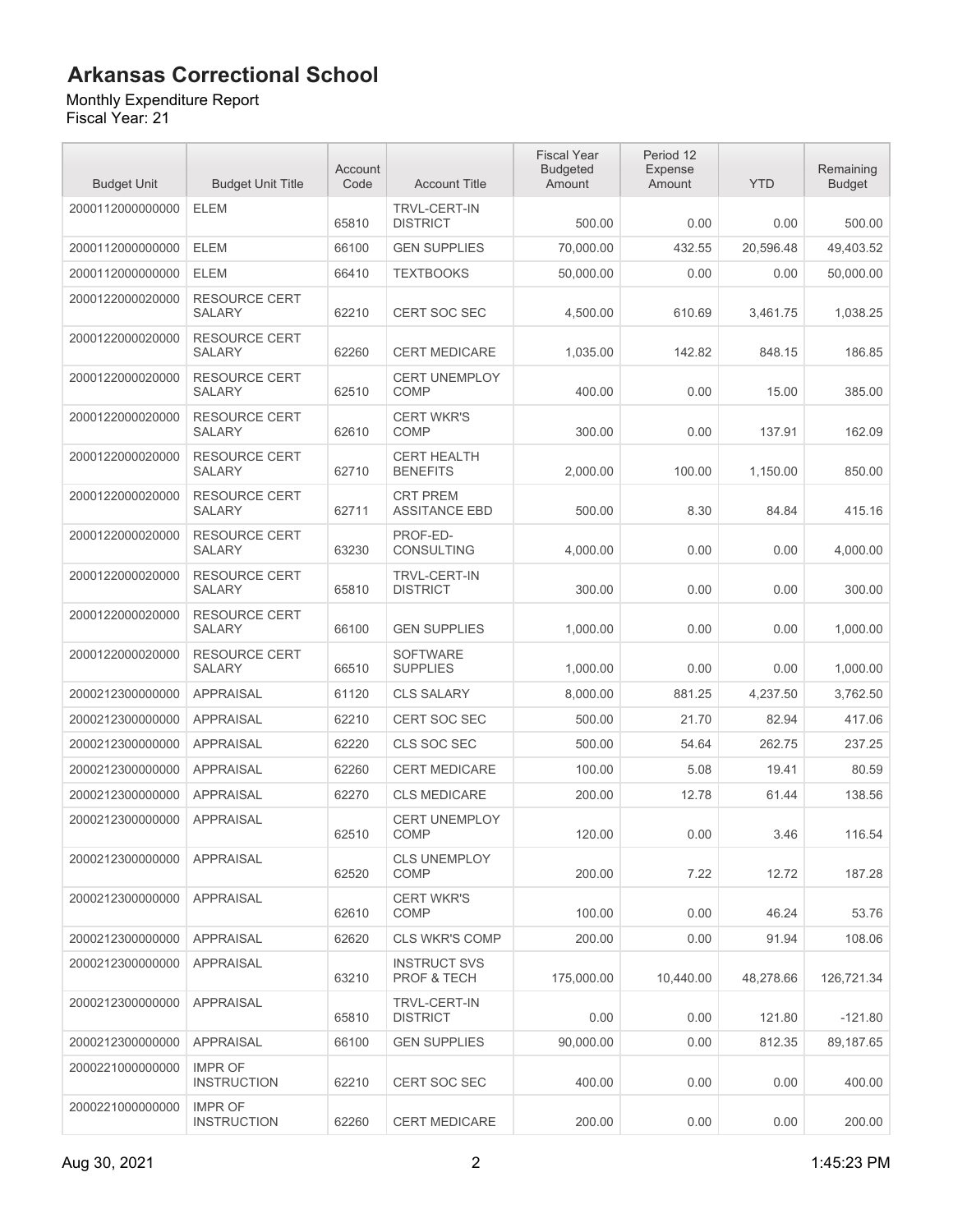# Arkansas Correctional School

Monthly Expenditure Report
Fiscal Year: 21

| Budget Unit | Budget Unit Title | Account Code | Account Title | Fiscal Year Budgeted Amount | Period 12 Expense Amount | YTD | Remaining Budget |
|---|---|---|---|---|---|---|---|
| 2000112000000000 | ELEM | 65810 | TRVL-CERT-IN DISTRICT | 500.00 | 0.00 | 0.00 | 500.00 |
| 2000112000000000 | ELEM | 66100 | GEN SUPPLIES | 70,000.00 | 432.55 | 20,596.48 | 49,403.52 |
| 2000112000000000 | ELEM | 66410 | TEXTBOOKS | 50,000.00 | 0.00 | 0.00 | 50,000.00 |
| 2000122000020000 | RESOURCE CERT SALARY | 62210 | CERT SOC SEC | 4,500.00 | 610.69 | 3,461.75 | 1,038.25 |
| 2000122000020000 | RESOURCE CERT SALARY | 62260 | CERT MEDICARE | 1,035.00 | 142.82 | 848.15 | 186.85 |
| 2000122000020000 | RESOURCE CERT SALARY | 62510 | CERT UNEMPLOY COMP | 400.00 | 0.00 | 15.00 | 385.00 |
| 2000122000020000 | RESOURCE CERT SALARY | 62610 | CERT WKR'S COMP | 300.00 | 0.00 | 137.91 | 162.09 |
| 2000122000020000 | RESOURCE CERT SALARY | 62710 | CERT HEALTH BENEFITS | 2,000.00 | 100.00 | 1,150.00 | 850.00 |
| 2000122000020000 | RESOURCE CERT SALARY | 62711 | CRT PREM ASSITANCE EBD | 500.00 | 8.30 | 84.84 | 415.16 |
| 2000122000020000 | RESOURCE CERT SALARY | 63230 | PROF-ED-CONSULTING | 4,000.00 | 0.00 | 0.00 | 4,000.00 |
| 2000122000020000 | RESOURCE CERT SALARY | 65810 | TRVL-CERT-IN DISTRICT | 300.00 | 0.00 | 0.00 | 300.00 |
| 2000122000020000 | RESOURCE CERT SALARY | 66100 | GEN SUPPLIES | 1,000.00 | 0.00 | 0.00 | 1,000.00 |
| 2000122000020000 | RESOURCE CERT SALARY | 66510 | SOFTWARE SUPPLIES | 1,000.00 | 0.00 | 0.00 | 1,000.00 |
| 2000212300000000 | APPRAISAL | 61120 | CLS SALARY | 8,000.00 | 881.25 | 4,237.50 | 3,762.50 |
| 2000212300000000 | APPRAISAL | 62210 | CERT SOC SEC | 500.00 | 21.70 | 82.94 | 417.06 |
| 2000212300000000 | APPRAISAL | 62220 | CLS SOC SEC | 500.00 | 54.64 | 262.75 | 237.25 |
| 2000212300000000 | APPRAISAL | 62260 | CERT MEDICARE | 100.00 | 5.08 | 19.41 | 80.59 |
| 2000212300000000 | APPRAISAL | 62270 | CLS MEDICARE | 200.00 | 12.78 | 61.44 | 138.56 |
| 2000212300000000 | APPRAISAL | 62510 | CERT UNEMPLOY COMP | 120.00 | 0.00 | 3.46 | 116.54 |
| 2000212300000000 | APPRAISAL | 62520 | CLS UNEMPLOY COMP | 200.00 | 7.22 | 12.72 | 187.28 |
| 2000212300000000 | APPRAISAL | 62610 | CERT WKR'S COMP | 100.00 | 0.00 | 46.24 | 53.76 |
| 2000212300000000 | APPRAISAL | 62620 | CLS WKR'S COMP | 200.00 | 0.00 | 91.94 | 108.06 |
| 2000212300000000 | APPRAISAL | 63210 | INSTRUCT SVS PROF & TECH | 175,000.00 | 10,440.00 | 48,278.66 | 126,721.34 |
| 2000212300000000 | APPRAISAL | 65810 | TRVL-CERT-IN DISTRICT | 0.00 | 0.00 | 121.80 | -121.80 |
| 2000212300000000 | APPRAISAL | 66100 | GEN SUPPLIES | 90,000.00 | 0.00 | 812.35 | 89,187.65 |
| 2000221000000000 | IMPR OF INSTRUCTION | 62210 | CERT SOC SEC | 400.00 | 0.00 | 0.00 | 400.00 |
| 2000221000000000 | IMPR OF INSTRUCTION | 62260 | CERT MEDICARE | 200.00 | 0.00 | 0.00 | 200.00 |

Aug 30, 2021 1:45:23 PM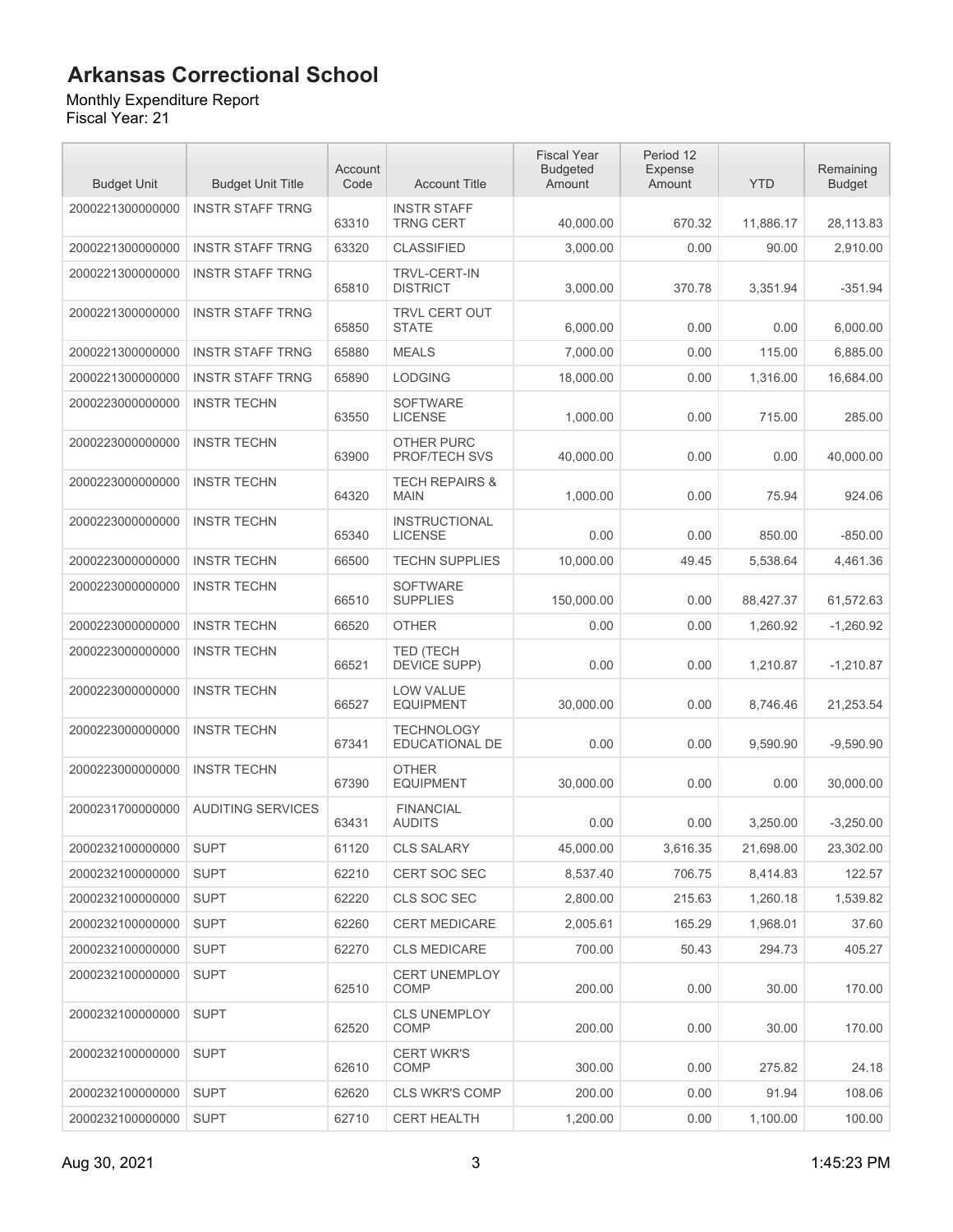# Arkansas Correctional School

Monthly Expenditure Report
Fiscal Year: 21

| Budget Unit | Budget Unit Title | Account Code | Account Title | Fiscal Year Budgeted Amount | Period 12 Expense Amount | YTD | Remaining Budget |
|---|---|---|---|---|---|---|---|
| 2000221300000000 | INSTR STAFF TRNG | 63310 | INSTR STAFF TRNG CERT | 40,000.00 | 670.32 | 11,886.17 | 28,113.83 |
| 2000221300000000 | INSTR STAFF TRNG | 63320 | CLASSIFIED | 3,000.00 | 0.00 | 90.00 | 2,910.00 |
| 2000221300000000 | INSTR STAFF TRNG | 65810 | TRVL-CERT-IN DISTRICT | 3,000.00 | 370.78 | 3,351.94 | -351.94 |
| 2000221300000000 | INSTR STAFF TRNG | 65850 | TRVL CERT OUT STATE | 6,000.00 | 0.00 | 0.00 | 6,000.00 |
| 2000221300000000 | INSTR STAFF TRNG | 65880 | MEALS | 7,000.00 | 0.00 | 115.00 | 6,885.00 |
| 2000221300000000 | INSTR STAFF TRNG | 65890 | LODGING | 18,000.00 | 0.00 | 1,316.00 | 16,684.00 |
| 2000223000000000 | INSTR TECHN | 63550 | SOFTWARE LICENSE | 1,000.00 | 0.00 | 715.00 | 285.00 |
| 2000223000000000 | INSTR TECHN | 63900 | OTHER PURC PROF/TECH SVS | 40,000.00 | 0.00 | 0.00 | 40,000.00 |
| 2000223000000000 | INSTR TECHN | 64320 | TECH REPAIRS & MAIN | 1,000.00 | 0.00 | 75.94 | 924.06 |
| 2000223000000000 | INSTR TECHN | 65340 | INSTRUCTIONAL LICENSE | 0.00 | 0.00 | 850.00 | -850.00 |
| 2000223000000000 | INSTR TECHN | 66500 | TECHN SUPPLIES | 10,000.00 | 49.45 | 5,538.64 | 4,461.36 |
| 2000223000000000 | INSTR TECHN | 66510 | SOFTWARE SUPPLIES | 150,000.00 | 0.00 | 88,427.37 | 61,572.63 |
| 2000223000000000 | INSTR TECHN | 66520 | OTHER | 0.00 | 0.00 | 1,260.92 | -1,260.92 |
| 2000223000000000 | INSTR TECHN | 66521 | TED (TECH DEVICE SUPP) | 0.00 | 0.00 | 1,210.87 | -1,210.87 |
| 2000223000000000 | INSTR TECHN | 66527 | LOW VALUE EQUIPMENT | 30,000.00 | 0.00 | 8,746.46 | 21,253.54 |
| 2000223000000000 | INSTR TECHN | 67341 | TECHNOLOGY EDUCATIONAL DE | 0.00 | 0.00 | 9,590.90 | -9,590.90 |
| 2000223000000000 | INSTR TECHN | 67390 | OTHER EQUIPMENT | 30,000.00 | 0.00 | 0.00 | 30,000.00 |
| 2000231700000000 | AUDITING SERVICES | 63431 | FINANCIAL AUDITS | 0.00 | 0.00 | 3,250.00 | -3,250.00 |
| 2000232100000000 | SUPT | 61120 | CLS SALARY | 45,000.00 | 3,616.35 | 21,698.00 | 23,302.00 |
| 2000232100000000 | SUPT | 62210 | CERT SOC SEC | 8,537.40 | 706.75 | 8,414.83 | 122.57 |
| 2000232100000000 | SUPT | 62220 | CLS SOC SEC | 2,800.00 | 215.63 | 1,260.18 | 1,539.82 |
| 2000232100000000 | SUPT | 62260 | CERT MEDICARE | 2,005.61 | 165.29 | 1,968.01 | 37.60 |
| 2000232100000000 | SUPT | 62270 | CLS MEDICARE | 700.00 | 50.43 | 294.73 | 405.27 |
| 2000232100000000 | SUPT | 62510 | CERT UNEMPLOY COMP | 200.00 | 0.00 | 30.00 | 170.00 |
| 2000232100000000 | SUPT | 62520 | CLS UNEMPLOY COMP | 200.00 | 0.00 | 30.00 | 170.00 |
| 2000232100000000 | SUPT | 62610 | CERT WKR'S COMP | 300.00 | 0.00 | 275.82 | 24.18 |
| 2000232100000000 | SUPT | 62620 | CLS WKR'S COMP | 200.00 | 0.00 | 91.94 | 108.06 |
| 2000232100000000 | SUPT | 62710 | CERT HEALTH | 1,200.00 | 0.00 | 1,100.00 | 100.00 |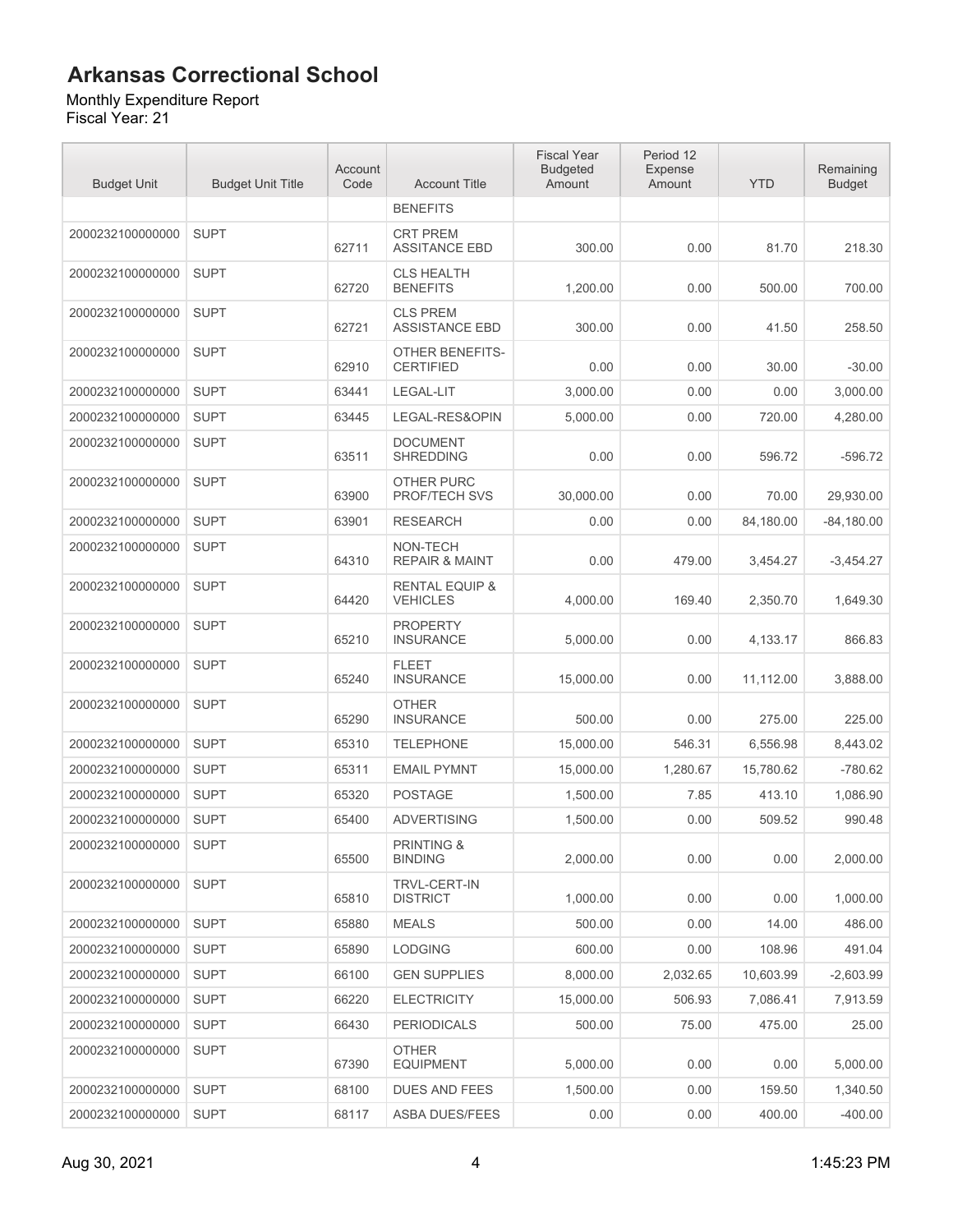# Arkansas Correctional School

Monthly Expenditure Report
Fiscal Year: 21

| Budget Unit | Budget Unit Title | Account Code | Account Title | Fiscal Year Budgeted Amount | Period 12 Expense Amount | YTD | Remaining Budget |
|---|---|---|---|---|---|---|---|
| | | | BENEFITS | | | | |
| 2000232100000000 | SUPT | 62711 | CRT PREM ASSITANCE EBD | 300.00 | 0.00 | 81.70 | 218.30 |
| 2000232100000000 | SUPT | 62720 | CLS HEALTH BENEFITS | 1,200.00 | 0.00 | 500.00 | 700.00 |
| 2000232100000000 | SUPT | 62721 | CLS PREM ASSISTANCE EBD | 300.00 | 0.00 | 41.50 | 258.50 |
| 2000232100000000 | SUPT | 62910 | OTHER BENEFITS-CERTIFIED | 0.00 | 0.00 | 30.00 | -30.00 |
| 2000232100000000 | SUPT | 63441 | LEGAL-LIT | 3,000.00 | 0.00 | 0.00 | 3,000.00 |
| 2000232100000000 | SUPT | 63445 | LEGAL-RES&OPIN | 5,000.00 | 0.00 | 720.00 | 4,280.00 |
| 2000232100000000 | SUPT | 63511 | DOCUMENT SHREDDING | 0.00 | 0.00 | 596.72 | -596.72 |
| 2000232100000000 | SUPT | 63900 | OTHER PURC PROF/TECH SVS | 30,000.00 | 0.00 | 70.00 | 29,930.00 |
| 2000232100000000 | SUPT | 63901 | RESEARCH | 0.00 | 0.00 | 84,180.00 | -84,180.00 |
| 2000232100000000 | SUPT | 64310 | NON-TECH REPAIR & MAINT | 0.00 | 479.00 | 3,454.27 | -3,454.27 |
| 2000232100000000 | SUPT | 64420 | RENTAL EQUIP & VEHICLES | 4,000.00 | 169.40 | 2,350.70 | 1,649.30 |
| 2000232100000000 | SUPT | 65210 | PROPERTY INSURANCE | 5,000.00 | 0.00 | 4,133.17 | 866.83 |
| 2000232100000000 | SUPT | 65240 | FLEET INSURANCE | 15,000.00 | 0.00 | 11,112.00 | 3,888.00 |
| 2000232100000000 | SUPT | 65290 | OTHER INSURANCE | 500.00 | 0.00 | 275.00 | 225.00 |
| 2000232100000000 | SUPT | 65310 | TELEPHONE | 15,000.00 | 546.31 | 6,556.98 | 8,443.02 |
| 2000232100000000 | SUPT | 65311 | EMAIL PYMNT | 15,000.00 | 1,280.67 | 15,780.62 | -780.62 |
| 2000232100000000 | SUPT | 65320 | POSTAGE | 1,500.00 | 7.85 | 413.10 | 1,086.90 |
| 2000232100000000 | SUPT | 65400 | ADVERTISING | 1,500.00 | 0.00 | 509.52 | 990.48 |
| 2000232100000000 | SUPT | 65500 | PRINTING & BINDING | 2,000.00 | 0.00 | 0.00 | 2,000.00 |
| 2000232100000000 | SUPT | 65810 | TRVL-CERT-IN DISTRICT | 1,000.00 | 0.00 | 0.00 | 1,000.00 |
| 2000232100000000 | SUPT | 65880 | MEALS | 500.00 | 0.00 | 14.00 | 486.00 |
| 2000232100000000 | SUPT | 65890 | LODGING | 600.00 | 0.00 | 108.96 | 491.04 |
| 2000232100000000 | SUPT | 66100 | GEN SUPPLIES | 8,000.00 | 2,032.65 | 10,603.99 | -2,603.99 |
| 2000232100000000 | SUPT | 66220 | ELECTRICITY | 15,000.00 | 506.93 | 7,086.41 | 7,913.59 |
| 2000232100000000 | SUPT | 66430 | PERIODICALS | 500.00 | 75.00 | 475.00 | 25.00 |
| 2000232100000000 | SUPT | 67390 | OTHER EQUIPMENT | 5,000.00 | 0.00 | 0.00 | 5,000.00 |
| 2000232100000000 | SUPT | 68100 | DUES AND FEES | 1,500.00 | 0.00 | 159.50 | 1,340.50 |
| 2000232100000000 | SUPT | 68117 | ASBA DUES/FEES | 0.00 | 0.00 | 400.00 | -400.00 |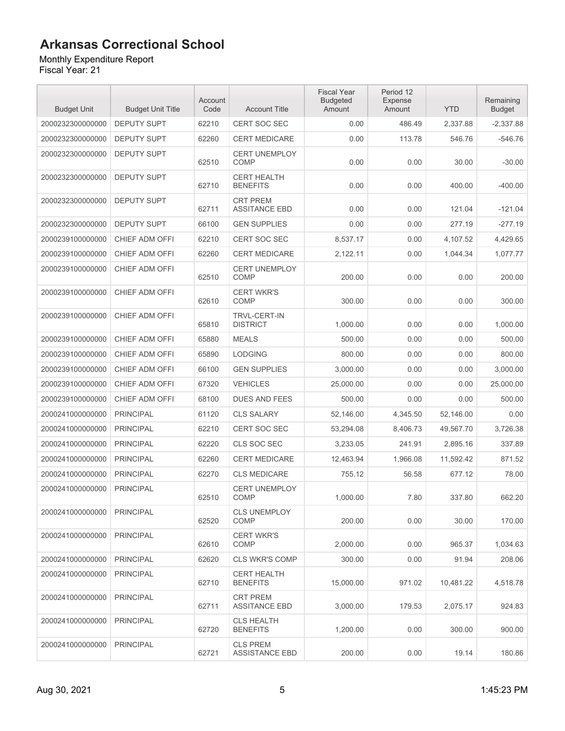# Arkansas Correctional School

Monthly Expenditure Report
Fiscal Year: 21

| Budget Unit | Budget Unit Title | Account Code | Account Title | Fiscal Year Budgeted Amount | Period 12 Expense Amount | YTD | Remaining Budget |
|---|---|---|---|---|---|---|---|
| 2000232300000000 | DEPUTY SUPT | 62210 | CERT SOC SEC | 0.00 | 486.49 | 2,337.88 | -2,337.88 |
| 2000232300000000 | DEPUTY SUPT | 62260 | CERT MEDICARE | 0.00 | 113.78 | 546.76 | -546.76 |
| 2000232300000000 | DEPUTY SUPT | 62510 | CERT UNEMPLOY COMP | 0.00 | 0.00 | 30.00 | -30.00 |
| 2000232300000000 | DEPUTY SUPT | 62710 | CERT HEALTH BENEFITS | 0.00 | 0.00 | 400.00 | -400.00 |
| 2000232300000000 | DEPUTY SUPT | 62711 | CRT PREM ASSITANCE EBD | 0.00 | 0.00 | 121.04 | -121.04 |
| 2000232300000000 | DEPUTY SUPT | 66100 | GEN SUPPLIES | 0.00 | 0.00 | 277.19 | -277.19 |
| 2000239100000000 | CHIEF ADM OFFI | 62210 | CERT SOC SEC | 8,537.17 | 0.00 | 4,107.52 | 4,429.65 |
| 2000239100000000 | CHIEF ADM OFFI | 62260 | CERT MEDICARE | 2,122.11 | 0.00 | 1,044.34 | 1,077.77 |
| 2000239100000000 | CHIEF ADM OFFI | 62510 | CERT UNEMPLOY COMP | 200.00 | 0.00 | 0.00 | 200.00 |
| 2000239100000000 | CHIEF ADM OFFI | 62610 | CERT WKR'S COMP | 300.00 | 0.00 | 0.00 | 300.00 |
| 2000239100000000 | CHIEF ADM OFFI | 65810 | TRVL-CERT-IN DISTRICT | 1,000.00 | 0.00 | 0.00 | 1,000.00 |
| 2000239100000000 | CHIEF ADM OFFI | 65880 | MEALS | 500.00 | 0.00 | 0.00 | 500.00 |
| 2000239100000000 | CHIEF ADM OFFI | 65890 | LODGING | 800.00 | 0.00 | 0.00 | 800.00 |
| 2000239100000000 | CHIEF ADM OFFI | 66100 | GEN SUPPLIES | 3,000.00 | 0.00 | 0.00 | 3,000.00 |
| 2000239100000000 | CHIEF ADM OFFI | 67320 | VEHICLES | 25,000.00 | 0.00 | 0.00 | 25,000.00 |
| 2000239100000000 | CHIEF ADM OFFI | 68100 | DUES AND FEES | 500.00 | 0.00 | 0.00 | 500.00 |
| 2000241000000000 | PRINCIPAL | 61120 | CLS SALARY | 52,146.00 | 4,345.50 | 52,146.00 | 0.00 |
| 2000241000000000 | PRINCIPAL | 62210 | CERT SOC SEC | 53,294.08 | 8,406.73 | 49,567.70 | 3,726.38 |
| 2000241000000000 | PRINCIPAL | 62220 | CLS SOC SEC | 3,233.05 | 241.91 | 2,895.16 | 337.89 |
| 2000241000000000 | PRINCIPAL | 62260 | CERT MEDICARE | 12,463.94 | 1,966.08 | 11,592.42 | 871.52 |
| 2000241000000000 | PRINCIPAL | 62270 | CLS MEDICARE | 755.12 | 56.58 | 677.12 | 78.00 |
| 2000241000000000 | PRINCIPAL | 62510 | CERT UNEMPLOY COMP | 1,000.00 | 7.80 | 337.80 | 662.20 |
| 2000241000000000 | PRINCIPAL | 62520 | CLS UNEMPLOY COMP | 200.00 | 0.00 | 30.00 | 170.00 |
| 2000241000000000 | PRINCIPAL | 62610 | CERT WKR'S COMP | 2,000.00 | 0.00 | 965.37 | 1,034.63 |
| 2000241000000000 | PRINCIPAL | 62620 | CLS WKR'S COMP | 300.00 | 0.00 | 91.94 | 208.06 |
| 2000241000000000 | PRINCIPAL | 62710 | CERT HEALTH BENEFITS | 15,000.00 | 971.02 | 10,481.22 | 4,518.78 |
| 2000241000000000 | PRINCIPAL | 62711 | CRT PREM ASSITANCE EBD | 3,000.00 | 179.53 | 2,075.17 | 924.83 |
| 2000241000000000 | PRINCIPAL | 62720 | CLS HEALTH BENEFITS | 1,200.00 | 0.00 | 300.00 | 900.00 |
| 2000241000000000 | PRINCIPAL | 62721 | CLS PREM ASSISTANCE EBD | 200.00 | 0.00 | 19.14 | 180.86 |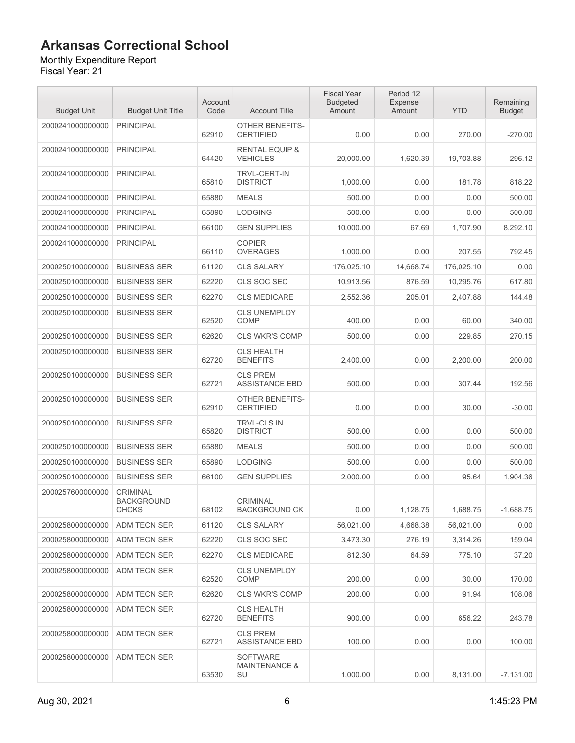# Arkansas Correctional School

Monthly Expenditure Report
Fiscal Year: 21

| Budget Unit | Budget Unit Title | Account Code | Account Title | Fiscal Year Budgeted Amount | Period 12 Expense Amount | YTD | Remaining Budget |
|---|---|---|---|---|---|---|---|
| 2000241000000000 | PRINCIPAL | 62910 | OTHER BENEFITS-CERTIFIED | 0.00 | 0.00 | 270.00 | -270.00 |
| 2000241000000000 | PRINCIPAL | 64420 | RENTAL EQUIP & VEHICLES | 20,000.00 | 1,620.39 | 19,703.88 | 296.12 |
| 2000241000000000 | PRINCIPAL | 65810 | TRVL-CERT-IN DISTRICT | 1,000.00 | 0.00 | 181.78 | 818.22 |
| 2000241000000000 | PRINCIPAL | 65880 | MEALS | 500.00 | 0.00 | 0.00 | 500.00 |
| 2000241000000000 | PRINCIPAL | 65890 | LODGING | 500.00 | 0.00 | 0.00 | 500.00 |
| 2000241000000000 | PRINCIPAL | 66100 | GEN SUPPLIES | 10,000.00 | 67.69 | 1,707.90 | 8,292.10 |
| 2000241000000000 | PRINCIPAL | 66110 | COPIER OVERAGES | 1,000.00 | 0.00 | 207.55 | 792.45 |
| 2000250100000000 | BUSINESS SER | 61120 | CLS SALARY | 176,025.10 | 14,668.74 | 176,025.10 | 0.00 |
| 2000250100000000 | BUSINESS SER | 62220 | CLS SOC SEC | 10,913.56 | 876.59 | 10,295.76 | 617.80 |
| 2000250100000000 | BUSINESS SER | 62270 | CLS MEDICARE | 2,552.36 | 205.01 | 2,407.88 | 144.48 |
| 2000250100000000 | BUSINESS SER | 62520 | CLS UNEMPLOY COMP | 400.00 | 0.00 | 60.00 | 340.00 |
| 2000250100000000 | BUSINESS SER | 62620 | CLS WKR'S COMP | 500.00 | 0.00 | 229.85 | 270.15 |
| 2000250100000000 | BUSINESS SER | 62720 | CLS HEALTH BENEFITS | 2,400.00 | 0.00 | 2,200.00 | 200.00 |
| 2000250100000000 | BUSINESS SER | 62721 | CLS PREM ASSISTANCE EBD | 500.00 | 0.00 | 307.44 | 192.56 |
| 2000250100000000 | BUSINESS SER | 62910 | OTHER BENEFITS-CERTIFIED | 0.00 | 0.00 | 30.00 | -30.00 |
| 2000250100000000 | BUSINESS SER | 65820 | TRVL-CLS IN DISTRICT | 500.00 | 0.00 | 0.00 | 500.00 |
| 2000250100000000 | BUSINESS SER | 65880 | MEALS | 500.00 | 0.00 | 0.00 | 500.00 |
| 2000250100000000 | BUSINESS SER | 65890 | LODGING | 500.00 | 0.00 | 0.00 | 500.00 |
| 2000250100000000 | BUSINESS SER | 66100 | GEN SUPPLIES | 2,000.00 | 0.00 | 95.64 | 1,904.36 |
| 2000257600000000 | CRIMINAL BACKGROUND CHCKS | 68102 | CRIMINAL BACKGROUND CK | 0.00 | 1,128.75 | 1,688.75 | -1,688.75 |
| 2000258000000000 | ADM TECN SER | 61120 | CLS SALARY | 56,021.00 | 4,668.38 | 56,021.00 | 0.00 |
| 2000258000000000 | ADM TECN SER | 62220 | CLS SOC SEC | 3,473.30 | 276.19 | 3,314.26 | 159.04 |
| 2000258000000000 | ADM TECN SER | 62270 | CLS MEDICARE | 812.30 | 64.59 | 775.10 | 37.20 |
| 2000258000000000 | ADM TECN SER | 62520 | CLS UNEMPLOY COMP | 200.00 | 0.00 | 30.00 | 170.00 |
| 2000258000000000 | ADM TECN SER | 62620 | CLS WKR'S COMP | 200.00 | 0.00 | 91.94 | 108.06 |
| 2000258000000000 | ADM TECN SER | 62720 | CLS HEALTH BENEFITS | 900.00 | 0.00 | 656.22 | 243.78 |
| 2000258000000000 | ADM TECN SER | 62721 | CLS PREM ASSISTANCE EBD | 100.00 | 0.00 | 0.00 | 100.00 |
| 2000258000000000 | ADM TECN SER | 63530 | SOFTWARE MAINTENANCE & SU | 1,000.00 | 0.00 | 8,131.00 | -7,131.00 |

Aug 30, 2021 1:45:23 PM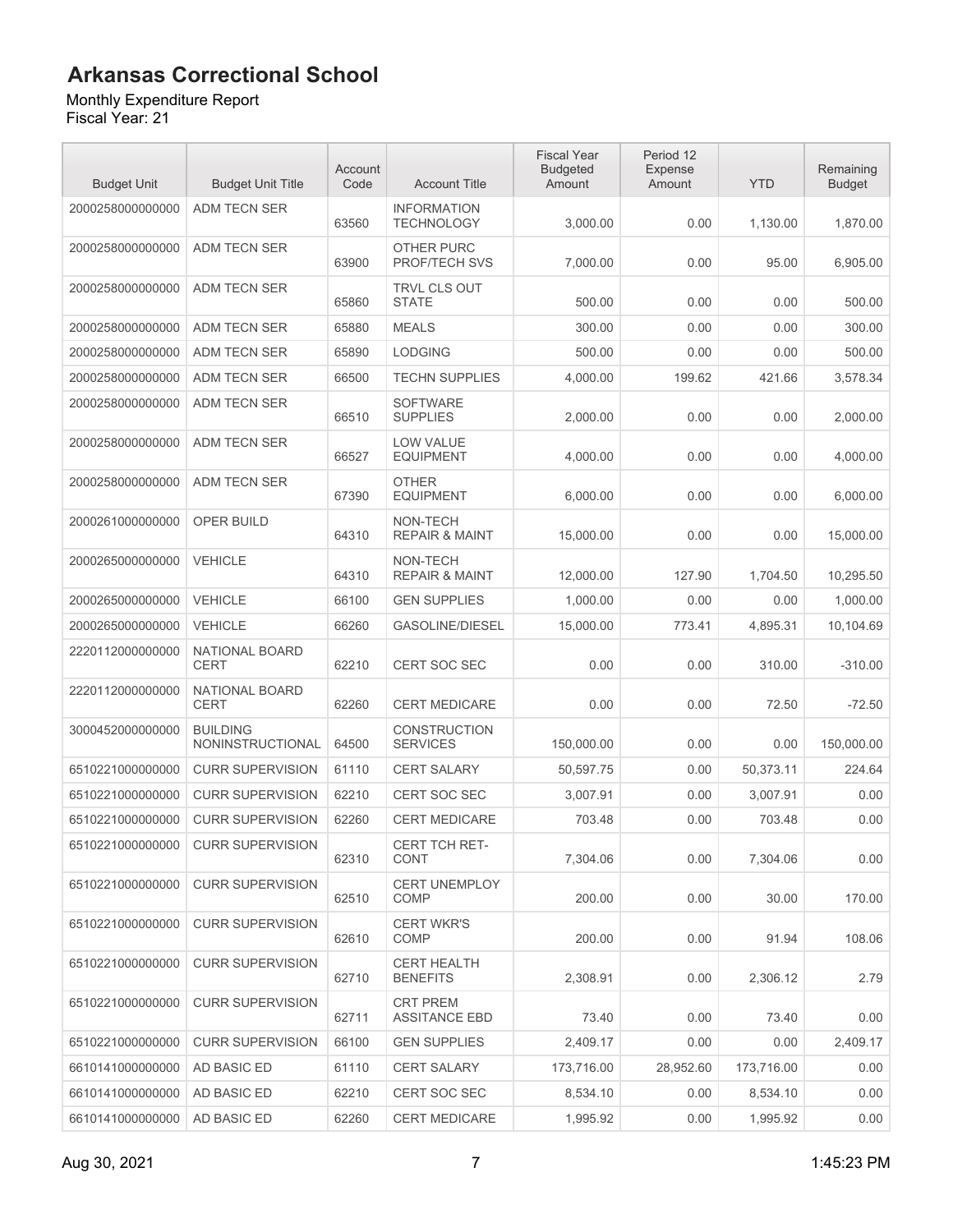# Arkansas Correctional School

Monthly Expenditure Report
Fiscal Year: 21

| Budget Unit | Budget Unit Title | Account Code | Account Title | Fiscal Year Budgeted Amount | Period 12 Expense Amount | YTD | Remaining Budget |
|---|---|---|---|---|---|---|---|
| 2000258000000000 | ADM TECN SER | 63560 | INFORMATION TECHNOLOGY | 3,000.00 | 0.00 | 1,130.00 | 1,870.00 |
| 2000258000000000 | ADM TECN SER | 63900 | OTHER PURC PROF/TECH SVS | 7,000.00 | 0.00 | 95.00 | 6,905.00 |
| 2000258000000000 | ADM TECN SER | 65860 | TRVL CLS OUT STATE | 500.00 | 0.00 | 0.00 | 500.00 |
| 2000258000000000 | ADM TECN SER | 65880 | MEALS | 300.00 | 0.00 | 0.00 | 300.00 |
| 2000258000000000 | ADM TECN SER | 65890 | LODGING | 500.00 | 0.00 | 0.00 | 500.00 |
| 2000258000000000 | ADM TECN SER | 66500 | TECHN SUPPLIES | 4,000.00 | 199.62 | 421.66 | 3,578.34 |
| 2000258000000000 | ADM TECN SER | 66510 | SOFTWARE SUPPLIES | 2,000.00 | 0.00 | 0.00 | 2,000.00 |
| 2000258000000000 | ADM TECN SER | 66527 | LOW VALUE EQUIPMENT | 4,000.00 | 0.00 | 0.00 | 4,000.00 |
| 2000258000000000 | ADM TECN SER | 67390 | OTHER EQUIPMENT | 6,000.00 | 0.00 | 0.00 | 6,000.00 |
| 2000261000000000 | OPER BUILD | 64310 | NON-TECH REPAIR & MAINT | 15,000.00 | 0.00 | 0.00 | 15,000.00 |
| 2000265000000000 | VEHICLE | 64310 | NON-TECH REPAIR & MAINT | 12,000.00 | 127.90 | 1,704.50 | 10,295.50 |
| 2000265000000000 | VEHICLE | 66100 | GEN SUPPLIES | 1,000.00 | 0.00 | 0.00 | 1,000.00 |
| 2000265000000000 | VEHICLE | 66260 | GASOLINE/DIESEL | 15,000.00 | 773.41 | 4,895.31 | 10,104.69 |
| 2220112000000000 | NATIONAL BOARD CERT | 62210 | CERT SOC SEC | 0.00 | 0.00 | 310.00 | -310.00 |
| 2220112000000000 | NATIONAL BOARD CERT | 62260 | CERT MEDICARE | 0.00 | 0.00 | 72.50 | -72.50 |
| 3000452000000000 | BUILDING NONINSTRUCTIONAL | 64500 | CONSTRUCTION SERVICES | 150,000.00 | 0.00 | 0.00 | 150,000.00 |
| 6510221000000000 | CURR SUPERVISION | 61110 | CERT SALARY | 50,597.75 | 0.00 | 50,373.11 | 224.64 |
| 6510221000000000 | CURR SUPERVISION | 62210 | CERT SOC SEC | 3,007.91 | 0.00 | 3,007.91 | 0.00 |
| 6510221000000000 | CURR SUPERVISION | 62260 | CERT MEDICARE | 703.48 | 0.00 | 703.48 | 0.00 |
| 6510221000000000 | CURR SUPERVISION | 62310 | CERT TCH RET-CONT | 7,304.06 | 0.00 | 7,304.06 | 0.00 |
| 6510221000000000 | CURR SUPERVISION | 62510 | CERT UNEMPLOY COMP | 200.00 | 0.00 | 30.00 | 170.00 |
| 6510221000000000 | CURR SUPERVISION | 62610 | CERT WKR'S COMP | 200.00 | 0.00 | 91.94 | 108.06 |
| 6510221000000000 | CURR SUPERVISION | 62710 | CERT HEALTH BENEFITS | 2,308.91 | 0.00 | 2,306.12 | 2.79 |
| 6510221000000000 | CURR SUPERVISION | 62711 | CRT PREM ASSITANCE EBD | 73.40 | 0.00 | 73.40 | 0.00 |
| 6510221000000000 | CURR SUPERVISION | 66100 | GEN SUPPLIES | 2,409.17 | 0.00 | 0.00 | 2,409.17 |
| 6610141000000000 | AD BASIC ED | 61110 | CERT SALARY | 173,716.00 | 28,952.60 | 173,716.00 | 0.00 |
| 6610141000000000 | AD BASIC ED | 62210 | CERT SOC SEC | 8,534.10 | 0.00 | 8,534.10 | 0.00 |
| 6610141000000000 | AD BASIC ED | 62260 | CERT MEDICARE | 1,995.92 | 0.00 | 1,995.92 | 0.00 |

Aug 30, 2021 1:45:23 PM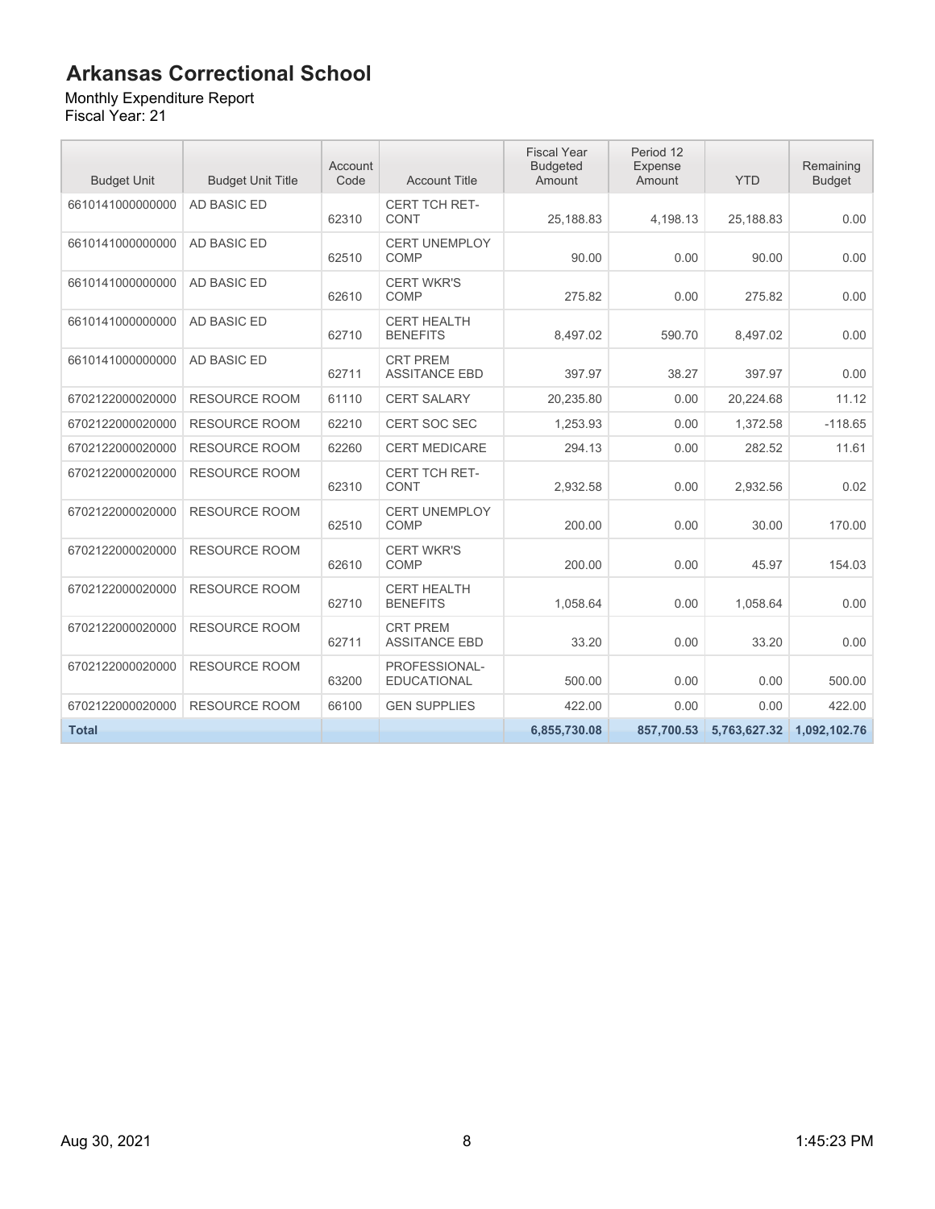# Arkansas Correctional School

Monthly Expenditure Report
Fiscal Year: 21

| Budget Unit | Budget Unit Title | Account Code | Account Title | Fiscal Year Budgeted Amount | Period 12 Expense Amount | YTD | Remaining Budget |
|---|---|---|---|---|---|---|---|
| 6610141000000000 | AD BASIC ED | 62310 | CERT TCH RET-CONT | 25,188.83 | 4,198.13 | 25,188.83 | 0.00 |
| 6610141000000000 | AD BASIC ED | 62510 | CERT UNEMPLOY COMP | 90.00 | 0.00 | 90.00 | 0.00 |
| 6610141000000000 | AD BASIC ED | 62610 | CERT WKR'S COMP | 275.82 | 0.00 | 275.82 | 0.00 |
| 6610141000000000 | AD BASIC ED | 62710 | CERT HEALTH BENEFITS | 8,497.02 | 590.70 | 8,497.02 | 0.00 |
| 6610141000000000 | AD BASIC ED | 62711 | CRT PREM ASSITANCE EBD | 397.97 | 38.27 | 397.97 | 0.00 |
| 6702122000020000 | RESOURCE ROOM | 61110 | CERT SALARY | 20,235.80 | 0.00 | 20,224.68 | 11.12 |
| 6702122000020000 | RESOURCE ROOM | 62210 | CERT SOC SEC | 1,253.93 | 0.00 | 1,372.58 | -118.65 |
| 6702122000020000 | RESOURCE ROOM | 62260 | CERT MEDICARE | 294.13 | 0.00 | 282.52 | 11.61 |
| 6702122000020000 | RESOURCE ROOM | 62310 | CERT TCH RET-CONT | 2,932.58 | 0.00 | 2,932.56 | 0.02 |
| 6702122000020000 | RESOURCE ROOM | 62510 | CERT UNEMPLOY COMP | 200.00 | 0.00 | 30.00 | 170.00 |
| 6702122000020000 | RESOURCE ROOM | 62610 | CERT WKR'S COMP | 200.00 | 0.00 | 45.97 | 154.03 |
| 6702122000020000 | RESOURCE ROOM | 62710 | CERT HEALTH BENEFITS | 1,058.64 | 0.00 | 1,058.64 | 0.00 |
| 6702122000020000 | RESOURCE ROOM | 62711 | CRT PREM ASSITANCE EBD | 33.20 | 0.00 | 33.20 | 0.00 |
| 6702122000020000 | RESOURCE ROOM | 63200 | PROFESSIONAL-EDUCATIONAL | 500.00 | 0.00 | 0.00 | 500.00 |
| 6702122000020000 | RESOURCE ROOM | 66100 | GEN SUPPLIES | 422.00 | 0.00 | 0.00 | 422.00 |
| **Total** | | | | **6,855,730.08** | **857,700.53** | **5,763,627.32** | **1,092,102.76** |